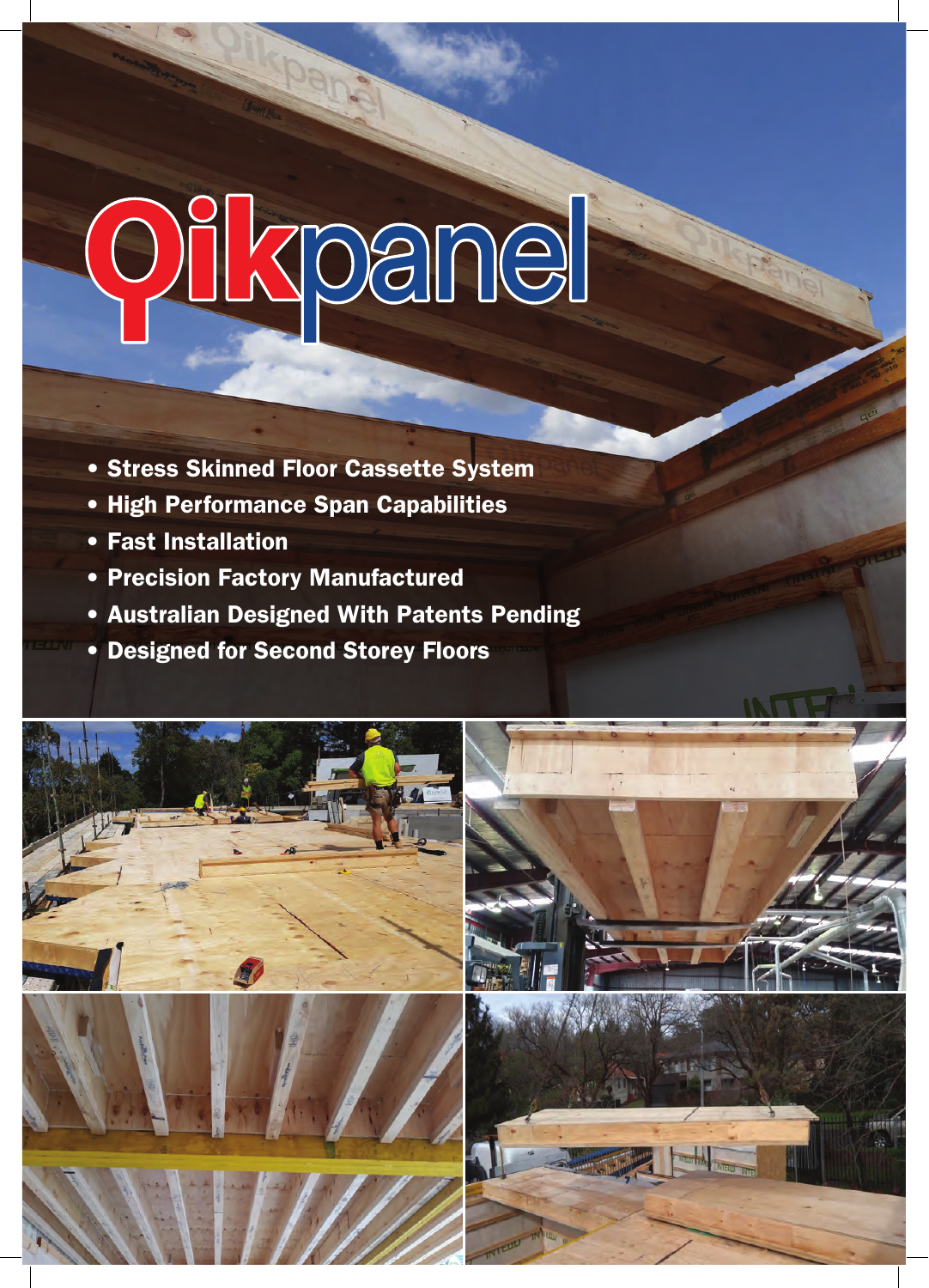# Qikpanel

- Stress Skinned Floor Cassette System
- High Performance Span Capabilities
- Fast Installation
- Precision Factory Manufactured
- Australian Designed With Patents Pending
- Designed for Second Storey Floors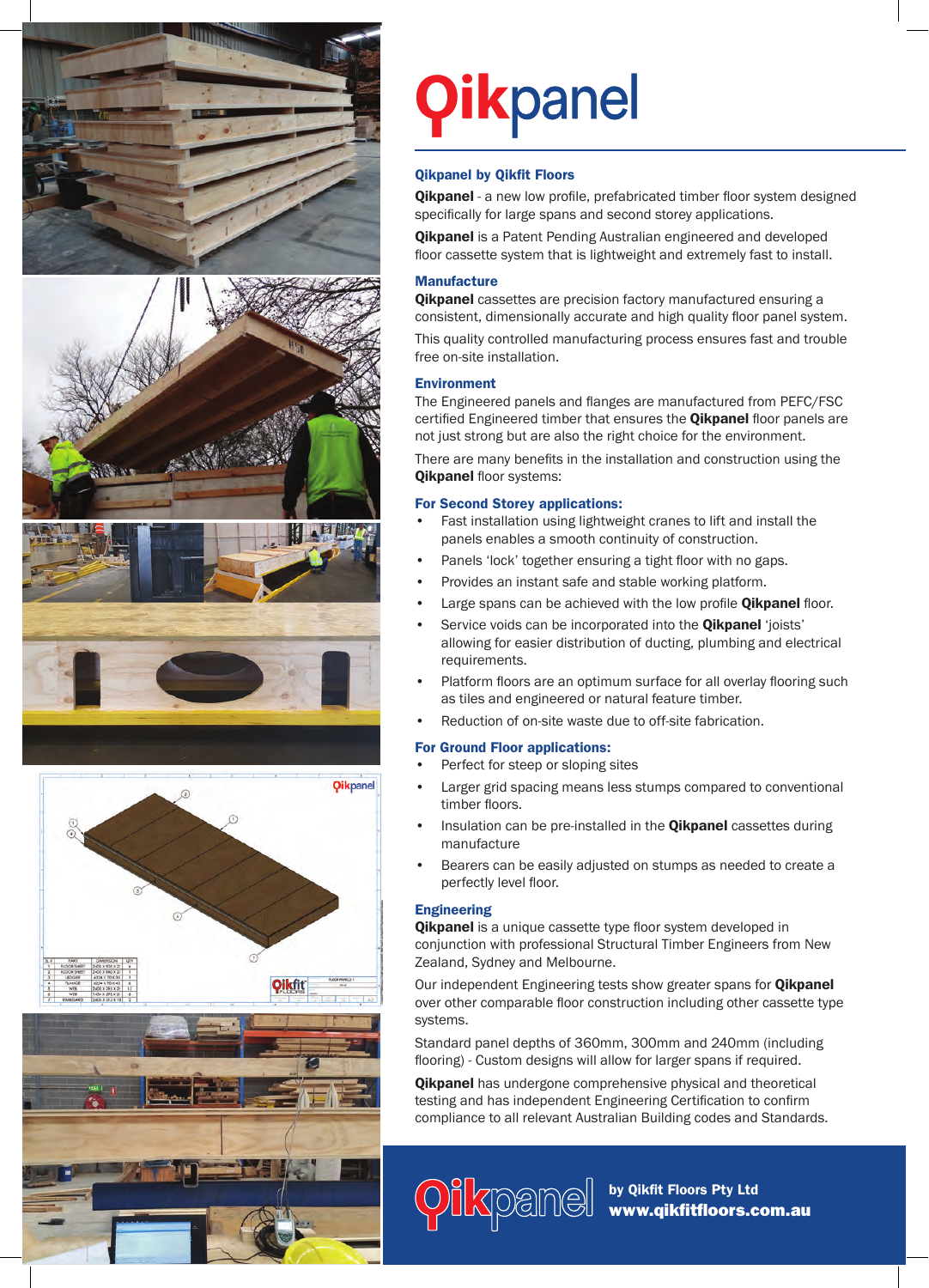# Qikpanel

### Qikpanel by Qikfit Floors

**Qikpanel** - a new low profile, prefabricated timber floor system designed specifically for large spans and second storey applications.

**Qikpanel** is a Patent Pending Australian engineered and developed floor cassette system that is lightweight and extremely fast to install.

### Manufacture

**Qikpanel** cassettes are precision factory manufactured ensuring a consistent, dimensionally accurate and high quality floor panel system.

This quality controlled manufacturing process ensures fast and trouble free on-site installation.

### Environment

The Engineered panels and flanges are manufactured from PEFC/FSC certified Engineered timber that ensures the **Qikpanel** floor panels are not just strong but are also the right choice for the environment.

There are many benefits in the installation and construction using the **Qikpanel** floor systems:

### For Second Storey applications:

- Fast installation using lightweight cranes to lift and install the panels enables a smooth continuity of construction.
- Panels 'lock' together ensuring a tight floor with no gaps.
- Provides an instant safe and stable working platform.
- Large spans can be achieved with the low profile **Qikpanel** floor.
- Service voids can be incorporated into the **Qikpanel** 'joists' allowing for easier distribution of ducting, plumbing and electrical requirements.
- Platform floors are an optimum surface for all overlay flooring such as tiles and engineered or natural feature timber.
- Reduction of on-site waste due to off-site fabrication.

### For Ground Floor applications:

- Perfect for steep or sloping sites
- Larger grid spacing means less stumps compared to conventional timber floors.
- Insulation can be pre-installed in the **Qikpanel** cassettes during manufacture
- Bearers can be easily adjusted on stumps as needed to create a perfectly level floor.

### Engineering

**Qikpanel** is a unique cassette type floor system developed in conjunction with professional Structural Timber Engineers from New Zealand, Sydney and Melbourne.

Our independent Engineering tests show greater spans for **Qikpanel** over other comparable floor construction including other cassette type systems.

Standard panel depths of 360mm, 300mm and 240mm (including flooring) - Custom designs will allow for larger spans if required.

**Qikpanel** has undergone comprehensive physical and theoretical testing and has independent Engineering Certification to confirm compliance to all relevant Australian Building codes and Standards.

Qikpanel **by Qikfit Floors Pty Ltd**
**www.qikfitfloors.com.au**